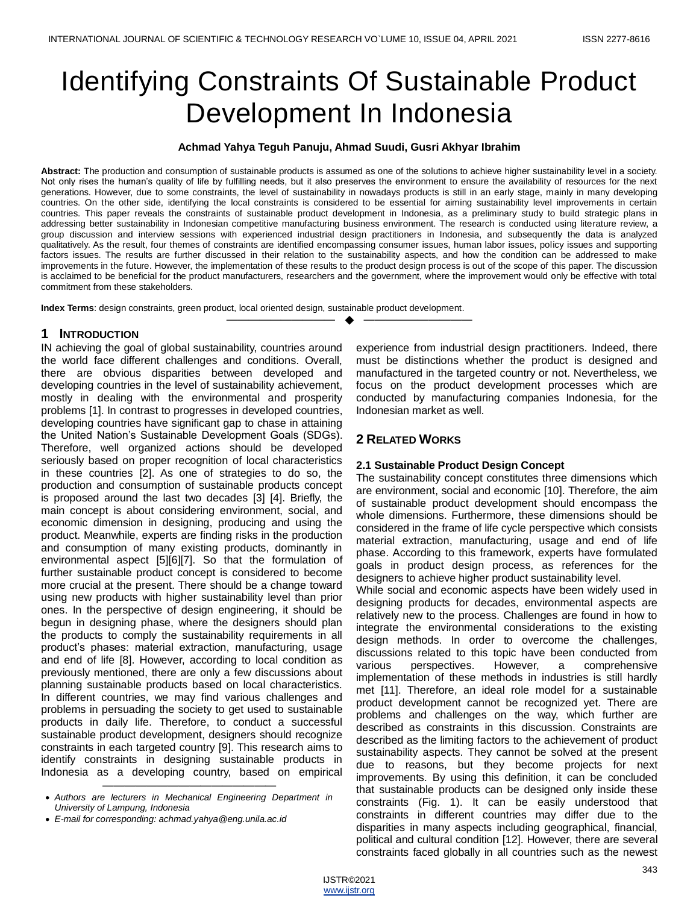# Identifying Constraints Of Sustainable Product Development In Indonesia

**Achmad Yahya Teguh Panuju, Ahmad Suudi, Gusri Akhyar Ibrahim**

**Abstract:** The production and consumption of sustainable products is assumed as one of the solutions to achieve higher sustainability level in a society. Not only rises the human's quality of life by fulfilling needs, but it also preserves the environment to ensure the availability of resources for the next generations. However, due to some constraints, the level of sustainability in nowadays products is still in an early stage, mainly in many developing countries. On the other side, identifying the local constraints is considered to be essential for aiming sustainability level improvements in certain countries. This paper reveals the constraints of sustainable product development in Indonesia, as a preliminary study to build strategic plans in addressing better sustainability in Indonesian competitive manufacturing business environment. The research is conducted using literature review, a group discussion and interview sessions with experienced industrial design practitioners in Indonesia, and subsequently the data is analyzed qualitatively. As the result, four themes of constraints are identified encompassing consumer issues, human labor issues, policy issues and supporting factors issues. The results are further discussed in their relation to the sustainability aspects, and how the condition can be addressed to make improvements in the future. However, the implementation of these results to the product design process is out of the scope of this paper. The discussion is acclaimed to be beneficial for the product manufacturers, researchers and the government, where the improvement would only be effective with total commitment from these stakeholders.

**Index Terms**: design constraints, green product, local oriented design, sustainable product development.

## 1 Introduction

IN achieving the goal of global sustainability, countries around the world face different challenges and conditions. Overall, there are obvious disparities between developed and developing countries in the level of sustainability achievement, mostly in dealing with the environmental and prosperity problems [1]. In contrast to progresses in developed countries, developing countries have significant gap to chase in attaining the United Nation's Sustainable Development Goals (SDGs). Therefore, well organized actions should be developed seriously based on proper recognition of local characteristics in these countries [2]. As one of strategies to do so, the production and consumption of sustainable products concept is proposed around the last two decades [3] [4]. Briefly, the main concept is about considering environment, social, and economic dimension in designing, producing and using the product. Meanwhile, experts are finding risks in the production and consumption of many existing products, dominantly in environmental aspect [5][6][7]. So that the formulation of further sustainable product concept is considered to become more crucial at the present. There should be a change toward using new products with higher sustainability level than prior ones. In the perspective of design engineering, it should be begun in designing phase, where the designers should plan the products to comply the sustainability requirements in all product's phases: material extraction, manufacturing, usage and end of life [8]. However, according to local condition as previously mentioned, there are only a few discussions about planning sustainable products based on local characteristics. In different countries, we may find various challenges and problems in persuading the society to get used to sustainable products in daily life. Therefore, to conduct a successful sustainable product development, designers should recognize constraints in each targeted country [9]. This research aims to identify constraints in designing sustainable products in Indonesia as a developing country, based on empirical experience from industrial design practitioners. Indeed, there must be distinctions whether the product is designed and manufactured in the targeted country or not. Nevertheless, we focus on the product development processes which are conducted by manufacturing companies Indonesia, for the Indonesian market as well.

- *Authors are lecturers in Mechanical Engineering Department in University of Lampung, Indonesia*
- *E-mail for corresponding: achmad.yahya@eng.unila.ac.id*

## 2 Related Works

### 2.1 Sustainable Product Design Concept

The sustainability concept constitutes three dimensions which are environment, social and economic [10]. Therefore, the aim of sustainable product development should encompass the whole dimensions. Furthermore, these dimensions should be considered in the frame of life cycle perspective which consists material extraction, manufacturing, usage and end of life phase. According to this framework, experts have formulated goals in product design process, as references for the designers to achieve higher product sustainability level.

While social and economic aspects have been widely used in designing products for decades, environmental aspects are relatively new to the process. Challenges are found in how to integrate the environmental considerations to the existing design methods. In order to overcome the challenges, discussions related to this topic have been conducted from various perspectives. However, a comprehensive implementation of these methods in industries is still hardly met [11]. Therefore, an ideal role model for a sustainable product development cannot be recognized yet. There are problems and challenges on the way, which further are described as constraints in this discussion. Constraints are described as the limiting factors to the achievement of product sustainability aspects. They cannot be solved at the present due to reasons, but they become projects for next improvements. By using this definition, it can be concluded that sustainable products can be designed only inside these constraints (Fig. 1). It can be easily understood that constraints in different countries may differ due to the disparities in many aspects including geographical, financial, political and cultural condition [12]. However, there are several constraints faced globally in all countries such as the newest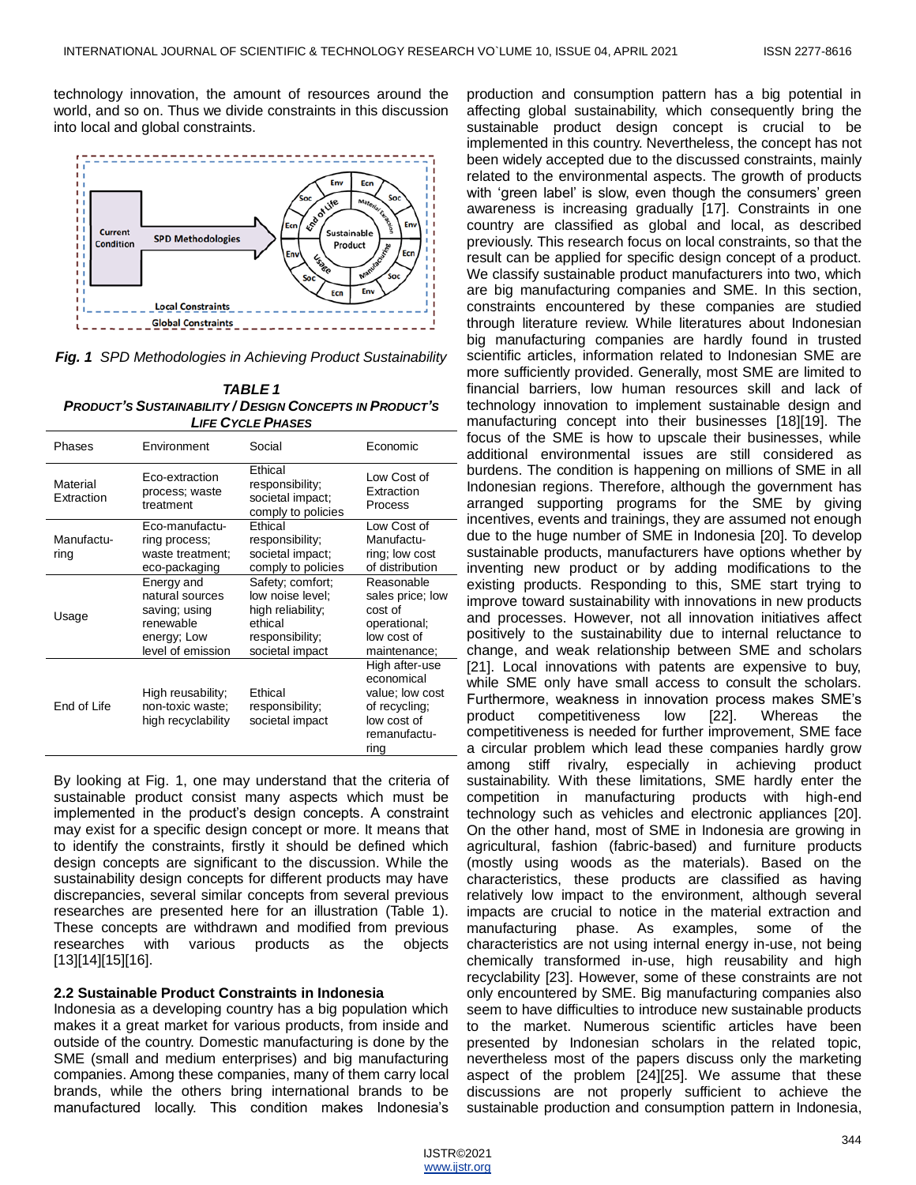technology innovation, the amount of resources around the world, and so on. Thus we divide constraints in this discussion into local and global constraints.

*Fig. 1 SPD Methodologies in Achieving Product Sustainability*

**TABLE 1**
***PRODUCT'S SUSTAINABILITY / DESIGN CONCEPTS IN PRODUCT'S LIFE CYCLE PHASES***

| Phases | Environment | Social | Economic |
|---|---|---|---|
| Material Extraction | Eco-extraction process; waste treatment | Ethical responsibility; societal impact; comply to policies | Low Cost of Extraction Process |
| Manufacturing | Eco-manufacturing process; waste treatment; eco-packaging | Ethical responsibility; societal impact; comply to policies | Low Cost of Manufacturing; low cost of distribution |
| Usage | Energy and natural sources saving; using renewable energy; Low level of emission | Safety; comfort; low noise level; high reliability; ethical responsibility; societal impact | Reasonable sales price; low cost of operational; low cost of maintenance; |
| End of Life | High reusability; non-toxic waste; high recyclability | Ethical responsibility; societal impact | High after-use economical value; low cost of recycling; low cost of remanufacturing |

By looking at Fig. 1, one may understand that the criteria of sustainable product consist many aspects which must be implemented in the product's design concepts. A constraint may exist for a specific design concept or more. It means that to identify the constraints, firstly it should be defined which design concepts are significant to the discussion. While the sustainability design concepts for different products may have discrepancies, several similar concepts from several previous researches are presented here for an illustration (Table 1). These concepts are withdrawn and modified from previous researches with various products as the objects [13][14][15][16].

### 2.2 Sustainable Product Constraints in Indonesia

Indonesia as a developing country has a big population which makes it a great market for various products, from inside and outside of the country. Domestic manufacturing is done by the SME (small and medium enterprises) and big manufacturing companies. Among these companies, many of them carry local brands, while the others bring international brands to be manufactured locally. This condition makes Indonesia's production and consumption pattern has a big potential in affecting global sustainability, which consequently bring the sustainable product design concept is crucial to be implemented in this country. Nevertheless, the concept has not been widely accepted due to the discussed constraints, mainly related to the environmental aspects. The growth of products with 'green label' is slow, even though the consumers' green awareness is increasing gradually [17]. Constraints in one country are classified as global and local, as described previously. This research focus on local constraints, so that the result can be applied for specific design concept of a product. We classify sustainable product manufacturers into two, which are big manufacturing companies and SME. In this section, constraints encountered by these companies are studied through literature review. While literatures about Indonesian big manufacturing companies are hardly found in trusted scientific articles, information related to Indonesian SME are more sufficiently provided. Generally, most SME are limited to financial barriers, low human resources skill and lack of technology innovation to implement sustainable design and manufacturing concept into their businesses [18][19]. The focus of the SME is how to upscale their businesses, while additional environmental issues are still considered as burdens. The condition is happening on millions of SME in all Indonesian regions. Therefore, although the government has arranged supporting programs for the SME by giving incentives, events and trainings, they are assumed not enough due to the huge number of SME in Indonesia [20]. To develop sustainable products, manufacturers have options whether by inventing new product or by adding modifications to the existing products. Responding to this, SME start trying to improve toward sustainability with innovations in new products and processes. However, not all innovation initiatives affect positively to the sustainability due to internal reluctance to change, and weak relationship between SME and scholars [21]. Local innovations with patents are expensive to buy, while SME only have small access to consult the scholars. Furthermore, weakness in innovation process makes SME's product competitiveness low [22]. Whereas the competitiveness is needed for further improvement, SME face a circular problem which lead these companies hardly grow among stiff rivalry, especially in achieving product sustainability. With these limitations, SME hardly enter the competition in manufacturing products with high-end technology such as vehicles and electronic appliances [20]. On the other hand, most of SME in Indonesia are growing in agricultural, fashion (fabric-based) and furniture products (mostly using woods as the materials). Based on the characteristics, these products are classified as having relatively low impact to the environment, although several impacts are crucial to notice in the material extraction and manufacturing phase. As examples, some of the characteristics are not using internal energy in-use, not being chemically transformed in-use, high reusability and high recyclability [23]. However, some of these constraints are not only encountered by SME. Big manufacturing companies also seem to have difficulties to introduce new sustainable products to the market. Numerous scientific articles have been presented by Indonesian scholars in the related topic, nevertheless most of the papers discuss only the marketing aspect of the problem [24][25]. We assume that these discussions are not properly sufficient to achieve the sustainable production and consumption pattern in Indonesia,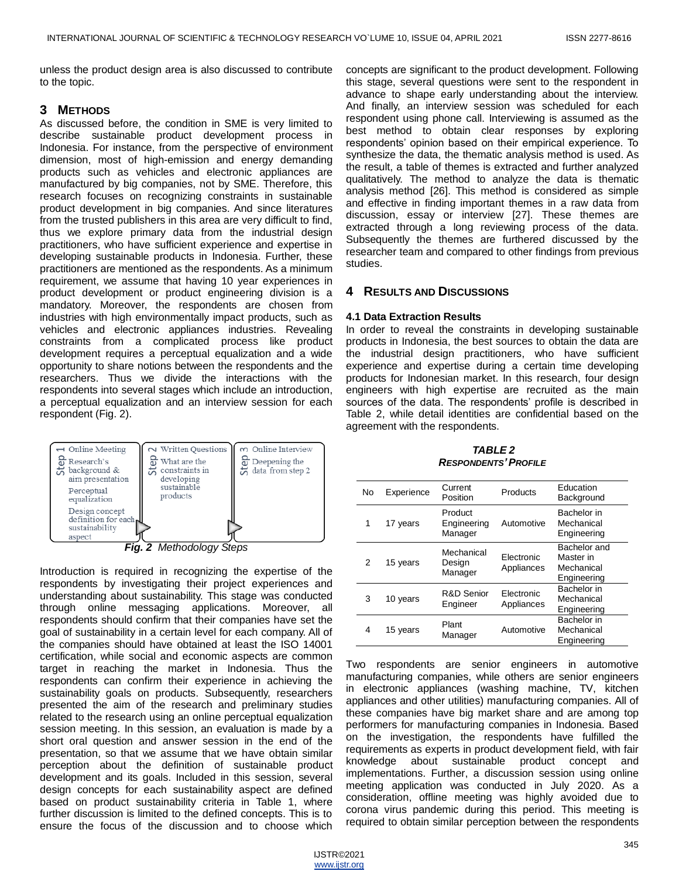unless the product design area is also discussed to contribute to the topic.

## 3 METHODS

As discussed before, the condition in SME is very limited to describe sustainable product development process in Indonesia. For instance, from the perspective of environment dimension, most of high-emission and energy demanding products such as vehicles and electronic appliances are manufactured by big companies, not by SME. Therefore, this research focuses on recognizing constraints in sustainable product development in big companies. And since literatures from the trusted publishers in this area are very difficult to find, thus we explore primary data from the industrial design practitioners, who have sufficient experience and expertise in developing sustainable products in Indonesia. Further, these practitioners are mentioned as the respondents. As a minimum requirement, we assume that having 10 year experiences in product development or product engineering division is a mandatory. Moreover, the respondents are chosen from industries with high environmentally impact products, such as vehicles and electronic appliances industries. Revealing constraints from a complicated process like product development requires a perceptual equalization and a wide opportunity to share notions between the respondents and the researchers. Thus we divide the interactions with the respondents into several stages which include an introduction, a perceptual equalization and an interview session for each respondent (Fig. 2).

| Step 1 | Step 2 | Step 3 |
|---|---|---|
| Online Meeting<br>Research's background & aim presentation<br>Perceptual equalization<br>Design concept definition for each sustainability aspect | Written Questions<br>What are the constraints in developing sustainable products | Online Interview<br>Deepening the data from step 2 |

***Fig. 2*** *Methodology Steps*

Introduction is required in recognizing the expertise of the respondents by investigating their project experiences and understanding about sustainability. This stage was conducted through online messaging applications. Moreover, all respondents should confirm that their companies have set the goal of sustainability in a certain level for each company. All of the companies should have obtained at least the ISO 14001 certification, while social and economic aspects are common target in reaching the market in Indonesia. Thus the respondents can confirm their experience in achieving the sustainability goals on products. Subsequently, researchers presented the aim of the research and preliminary studies related to the research using an online perceptual equalization session meeting. In this session, an evaluation is made by a short oral question and answer session in the end of the presentation, so that we assume that we have obtain similar perception about the definition of sustainable product development and its goals. Included in this session, several design concepts for each sustainability aspect are defined based on product sustainability criteria in Table 1, where further discussion is limited to the defined concepts. This is to ensure the focus of the discussion and to choose which concepts are significant to the product development. Following this stage, several questions were sent to the respondent in advance to shape early understanding about the interview. And finally, an interview session was scheduled for each respondent using phone call. Interviewing is assumed as the best method to obtain clear responses by exploring respondents' opinion based on their empirical experience. To synthesize the data, the thematic analysis method is used. As the result, a table of themes is extracted and further analyzed qualitatively. The method to analyze the data is thematic analysis method [26]. This method is considered as simple and effective in finding important themes in a raw data from discussion, essay or interview [27]. These themes are extracted through a long reviewing process of the data. Subsequently the themes are furthered discussed by the researcher team and compared to other findings from previous studies.

## 4 RESULTS AND DISCUSSIONS

### 4.1 Data Extraction Results

In order to reveal the constraints in developing sustainable products in Indonesia, the best sources to obtain the data are the industrial design practitioners, who have sufficient experience and expertise during a certain time developing products for Indonesian market. In this research, four design engineers with high expertise are recruited as the main sources of the data. The respondents' profile is described in Table 2, while detail identities are confidential based on the agreement with the respondents.

***TABLE 2***
***RESPONDENTS' PROFILE***

| No | Experience | Current Position | Products | Education Background |
|---|---|---|---|---|
| 1 | 17 years | Product Engineering Manager | Automotive | Bachelor in Mechanical Engineering |
| 2 | 15 years | Mechanical Design Manager | Electronic Appliances | Bachelor and Master in Mechanical Engineering |
| 3 | 10 years | R&D Senior Engineer | Electronic Appliances | Bachelor in Mechanical Engineering |
| 4 | 15 years | Plant Manager | Automotive | Bachelor in Mechanical Engineering |

Two respondents are senior engineers in automotive manufacturing companies, while others are senior engineers in electronic appliances (washing machine, TV, kitchen appliances and other utilities) manufacturing companies. All of these companies have big market share and are among top performers for manufacturing companies in Indonesia. Based on the investigation, the respondents have fulfilled the requirements as experts in product development field, with fair knowledge about sustainable product concept and implementations. Further, a discussion session using online meeting application was conducted in July 2020. As a consideration, offline meeting was highly avoided due to corona virus pandemic during this period. This meeting is required to obtain similar perception between the respondents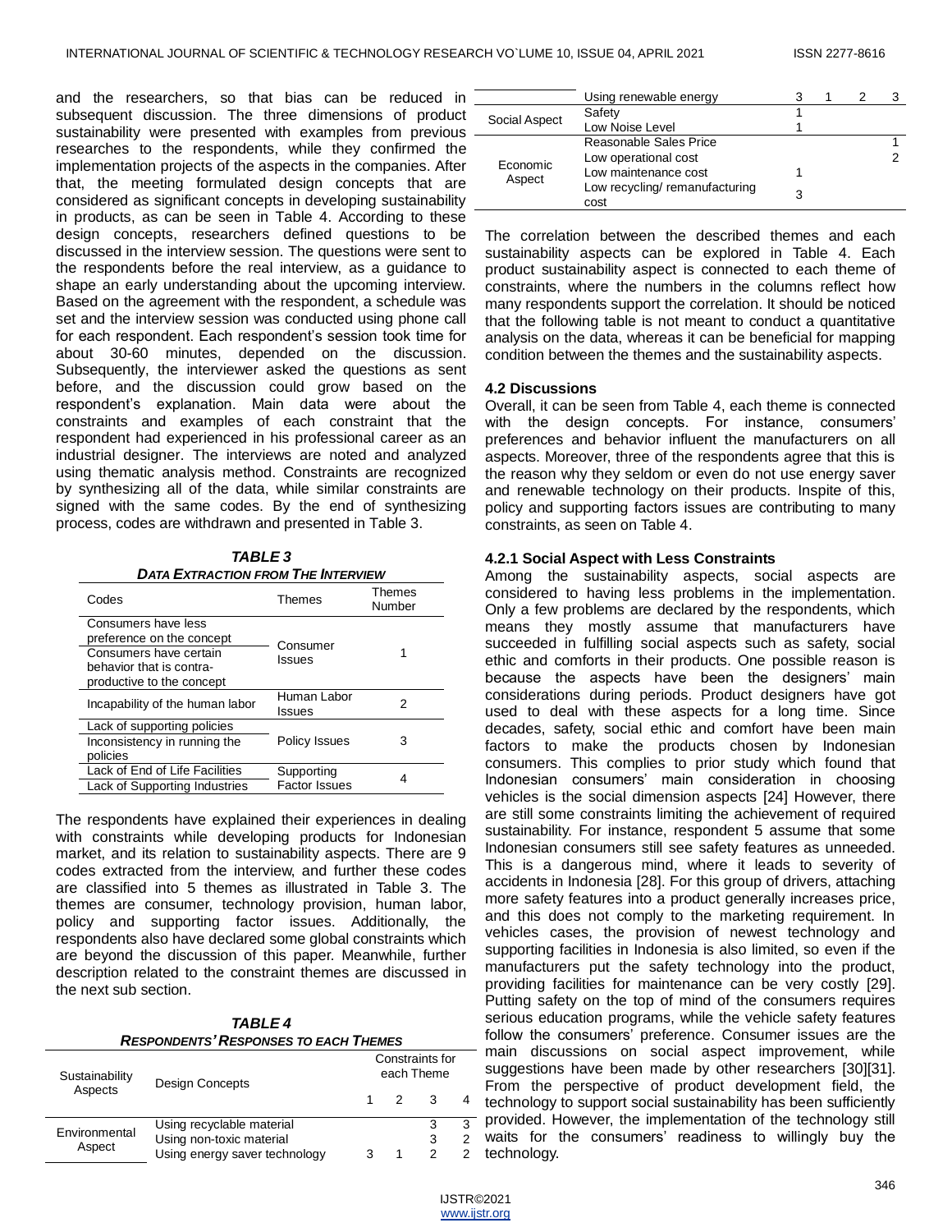and the researchers, so that bias can be reduced in subsequent discussion. The three dimensions of product sustainability were presented with examples from previous researches to the respondents, while they confirmed the implementation projects of the aspects in the companies. After that, the meeting formulated design concepts that are considered as significant concepts in developing sustainability in products, as can be seen in Table 4. According to these design concepts, researchers defined questions to be discussed in the interview session. The questions were sent to the respondents before the real interview, as a guidance to shape an early understanding about the upcoming interview. Based on the agreement with the respondent, a schedule was set and the interview session was conducted using phone call for each respondent. Each respondent's session took time for about 30-60 minutes, depended on the discussion. Subsequently, the interviewer asked the questions as sent before, and the discussion could grow based on the respondent's explanation. Main data were about the constraints and examples of each constraint that the respondent had experienced in his professional career as an industrial designer. The interviews are noted and analyzed using thematic analysis method. Constraints are recognized by synthesizing all of the data, while similar constraints are signed with the same codes. By the end of synthesizing process, codes are withdrawn and presented in Table 3.

***TABLE 3***
***DATA EXTRACTION FROM THE INTERVIEW***

| Codes | Themes | Themes Number |
|---|---|---|
| Consumers have less preference on the concept | Consumer Issues | 1 |
| Consumers have certain behavior that is contra-productive to the concept | | |
| Incapability of the human labor | Human Labor Issues | 2 |
| Lack of supporting policies | Policy Issues | 3 |
| Inconsistency in running the policies | | |
| Lack of End of Life Facilities | Supporting Factor Issues | 4 |
| Lack of Supporting Industries | | |

The respondents have explained their experiences in dealing with constraints while developing products for Indonesian market, and its relation to sustainability aspects. There are 9 codes extracted from the interview, and further these codes are classified into 5 themes as illustrated in Table 3. The themes are consumer, technology provision, human labor, policy and supporting factor issues. Additionally, the respondents also have declared some global constraints which are beyond the discussion of this paper. Meanwhile, further description related to the constraint themes are discussed in the next sub section.

***TABLE 4***
***RESPONDENTS' RESPONSES TO EACH THEMES***

| Sustainability Aspects | Design Concepts | Constraints for each Theme | | | |
|---|---|---|---|---|---|
| | | 1 | 2 | 3 | 4 |
| Environmental Aspect | Using recyclable material | | | 3 | 3 |
| | Using non-toxic material | | | 3 | 2 |
| | Using energy saver technology | 3 | 1 | 2 | 2 |
| | Using renewable energy | 3 | 1 | 2 | 3 |
| Social Aspect | Safety | 1 | | | |
| | Low Noise Level | 1 | | | |
| Economic Aspect | Reasonable Sales Price | | | | 1 |
| | Low operational cost | | | | 2 |
| | Low maintenance cost | 1 | | | |
| | Low recycling/ remanufacturing cost | 3 | | | |

The correlation between the described themes and each sustainability aspects can be explored in Table 4. Each product sustainability aspect is connected to each theme of constraints, where the numbers in the columns reflect how many respondents support the correlation. It should be noticed that the following table is not meant to conduct a quantitative analysis on the data, whereas it can be beneficial for mapping condition between the themes and the sustainability aspects.

### 4.2 Discussions

Overall, it can be seen from Table 4, each theme is connected with the design concepts. For instance, consumers' preferences and behavior influent the manufacturers on all aspects. Moreover, three of the respondents agree that this is the reason why they seldom or even do not use energy saver and renewable technology on their products. Inspite of this, policy and supporting factors issues are contributing to many constraints, as seen on Table 4.

#### 4.2.1 Social Aspect with Less Constraints

Among the sustainability aspects, social aspects are considered to having less problems in the implementation. Only a few problems are declared by the respondents, which means they mostly assume that manufacturers have succeeded in fulfilling social aspects such as safety, social ethic and comforts in their products. One possible reason is because the aspects have been the designers' main considerations during periods. Product designers have got used to deal with these aspects for a long time. Since decades, safety, social ethic and comfort have been main factors to make the products chosen by Indonesian consumers. This complies to prior study which found that Indonesian consumers' main consideration in choosing vehicles is the social dimension aspects [24] However, there are still some constraints limiting the achievement of required sustainability. For instance, respondent 5 assume that some Indonesian consumers still see safety features as unneeded. This is a dangerous mind, where it leads to severity of accidents in Indonesia [28]. For this group of drivers, attaching more safety features into a product generally increases price, and this does not comply to the marketing requirement. In vehicles cases, the provision of newest technology and supporting facilities in Indonesia is also limited, so even if the manufacturers put the safety technology into the product, providing facilities for maintenance can be very costly [29]. Putting safety on the top of mind of the consumers requires serious education programs, while the vehicle safety features follow the consumers' preference. Consumer issues are the main discussions on social aspect improvement, while suggestions have been made by other researchers [30][31]. From the perspective of product development field, the technology to support social sustainability has been sufficiently provided. However, the implementation of the technology still waits for the consumers' readiness to willingly buy the technology.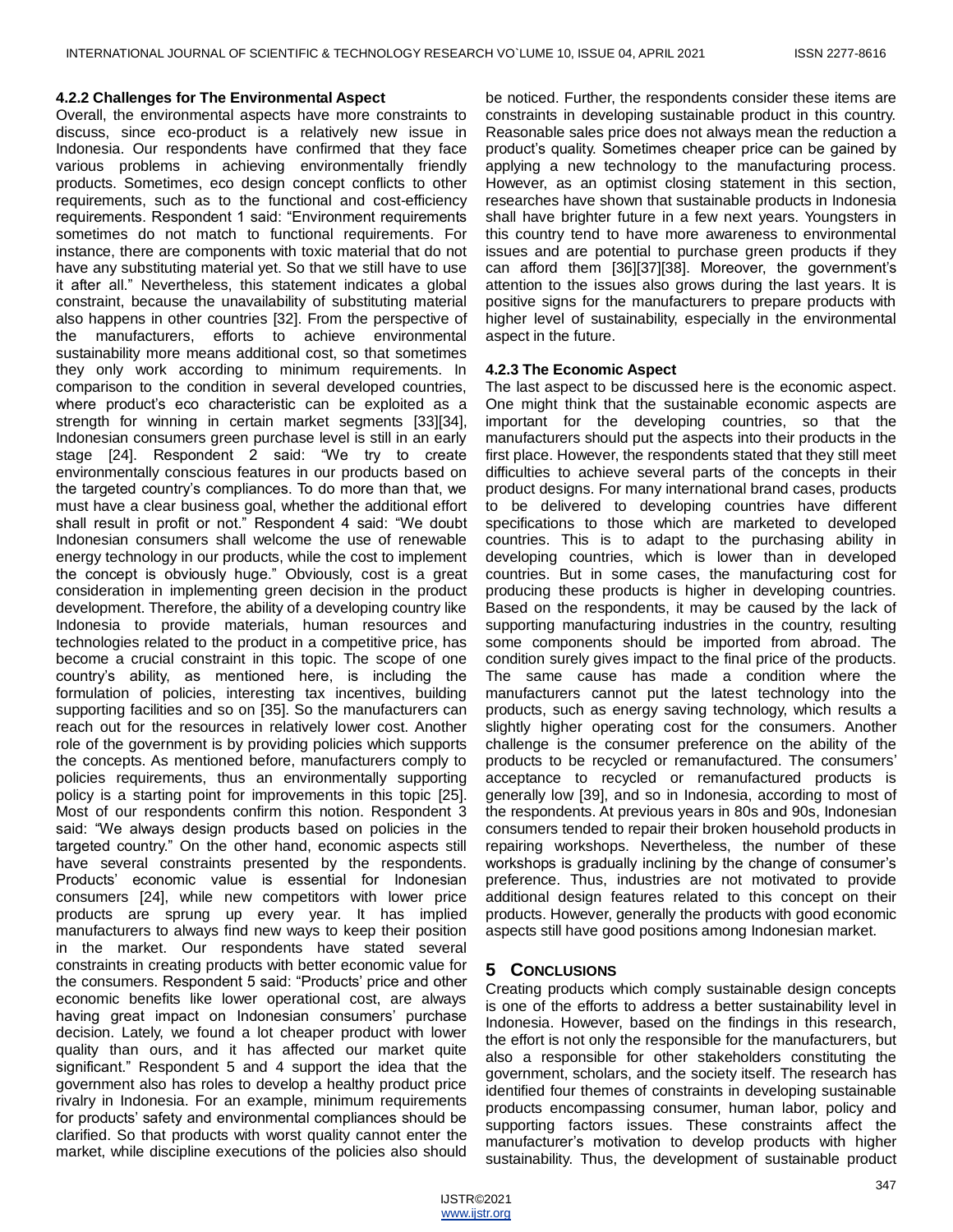#### 4.2.2 Challenges for The Environmental Aspect

Overall, the environmental aspects have more constraints to discuss, since eco-product is a relatively new issue in Indonesia. Our respondents have confirmed that they face various problems in achieving environmentally friendly products. Sometimes, eco design concept conflicts to other requirements, such as to the functional and cost-efficiency requirements. Respondent 1 said: "Environment requirements sometimes do not match to functional requirements. For instance, there are components with toxic material that do not have any substituting material yet. So that we still have to use it after all." Nevertheless, this statement indicates a global constraint, because the unavailability of substituting material also happens in other countries [32]. From the perspective of the manufacturers, efforts to achieve environmental sustainability more means additional cost, so that sometimes they only work according to minimum requirements. In comparison to the condition in several developed countries, where product's eco characteristic can be exploited as a strength for winning in certain market segments [33][34], Indonesian consumers green purchase level is still in an early stage [24]. Respondent 2 said: "We try to create environmentally conscious features in our products based on the targeted country's compliances. To do more than that, we must have a clear business goal, whether the additional effort shall result in profit or not." Respondent 4 said: "We doubt Indonesian consumers shall welcome the use of renewable energy technology in our products, while the cost to implement the concept is obviously huge." Obviously, cost is a great consideration in implementing green decision in the product development. Therefore, the ability of a developing country like Indonesia to provide materials, human resources and technologies related to the product in a competitive price, has become a crucial constraint in this topic. The scope of one country's ability, as mentioned here, is including the formulation of policies, interesting tax incentives, building supporting facilities and so on [35]. So the manufacturers can reach out for the resources in relatively lower cost. Another role of the government is by providing policies which supports the concepts. As mentioned before, manufacturers comply to policies requirements, thus an environmentally supporting policy is a starting point for improvements in this topic [25]. Most of our respondents confirm this notion. Respondent 3 said: "We always design products based on policies in the targeted country." On the other hand, economic aspects still have several constraints presented by the respondents. Products' economic value is essential for Indonesian consumers [24], while new competitors with lower price products are sprung up every year. It has implied manufacturers to always find new ways to keep their position in the market. Our respondents have stated several constraints in creating products with better economic value for the consumers. Respondent 5 said: "Products' price and other economic benefits like lower operational cost, are always having great impact on Indonesian consumers' purchase decision. Lately, we found a lot cheaper product with lower quality than ours, and it has affected our market quite significant." Respondent 5 and 4 support the idea that the government also has roles to develop a healthy product price rivalry in Indonesia. For an example, minimum requirements for products' safety and environmental compliances should be clarified. So that products with worst quality cannot enter the market, while discipline executions of the policies also should be noticed. Further, the respondents consider these items are constraints in developing sustainable product in this country. Reasonable sales price does not always mean the reduction a product's quality. Sometimes cheaper price can be gained by applying a new technology to the manufacturing process. However, as an optimist closing statement in this section, researches have shown that sustainable products in Indonesia shall have brighter future in a few next years. Youngsters in this country tend to have more awareness to environmental issues and are potential to purchase green products if they can afford them [36][37][38]. Moreover, the government's attention to the issues also grows during the last years. It is positive signs for the manufacturers to prepare products with higher level of sustainability, especially in the environmental aspect in the future.

#### 4.2.3 The Economic Aspect

The last aspect to be discussed here is the economic aspect. One might think that the sustainable economic aspects are important for the developing countries, so that the manufacturers should put the aspects into their products in the first place. However, the respondents stated that they still meet difficulties to achieve several parts of the concepts in their product designs. For many international brand cases, products to be delivered to developing countries have different specifications to those which are marketed to developed countries. This is to adapt to the purchasing ability in developing countries, which is lower than in developed countries. But in some cases, the manufacturing cost for producing these products is higher in developing countries. Based on the respondents, it may be caused by the lack of supporting manufacturing industries in the country, resulting some components should be imported from abroad. The condition surely gives impact to the final price of the products. The same cause has made a condition where the manufacturers cannot put the latest technology into the products, such as energy saving technology, which results a slightly higher operating cost for the consumers. Another challenge is the consumer preference on the ability of the products to be recycled or remanufactured. The consumers' acceptance to recycled or remanufactured products is generally low [39], and so in Indonesia, according to most of the respondents. At previous years in 80s and 90s, Indonesian consumers tended to repair their broken household products in repairing workshops. Nevertheless, the number of these workshops is gradually inclining by the change of consumer's preference. Thus, industries are not motivated to provide additional design features related to this concept on their products. However, generally the products with good economic aspects still have good positions among Indonesian market.

## 5 Conclusions

Creating products which comply sustainable design concepts is one of the efforts to address a better sustainability level in Indonesia. However, based on the findings in this research, the effort is not only the responsible for the manufacturers, but also a responsible for other stakeholders constituting the government, scholars, and the society itself. The research has identified four themes of constraints in developing sustainable products encompassing consumer, human labor, policy and supporting factors issues. These constraints affect the manufacturer's motivation to develop products with higher sustainability. Thus, the development of sustainable product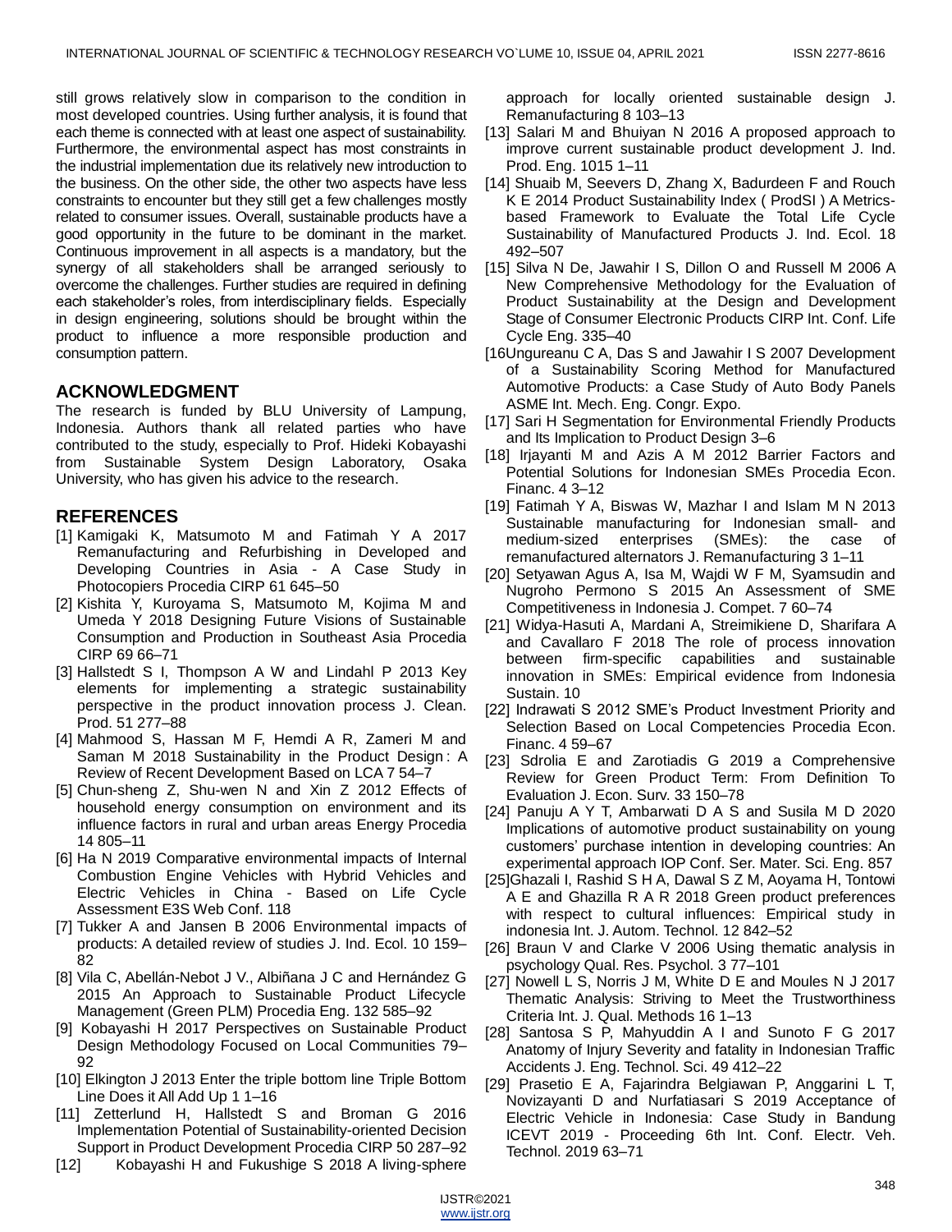still grows relatively slow in comparison to the condition in most developed countries. Using further analysis, it is found that each theme is connected with at least one aspect of sustainability. Furthermore, the environmental aspect has most constraints in the industrial implementation due its relatively new introduction to the business. On the other side, the other two aspects have less constraints to encounter but they still get a few challenges mostly related to consumer issues. Overall, sustainable products have a good opportunity in the future to be dominant in the market. Continuous improvement in all aspects is a mandatory, but the synergy of all stakeholders shall be arranged seriously to overcome the challenges. Further studies are required in defining each stakeholder's roles, from interdisciplinary fields. Especially in design engineering, solutions should be brought within the product to influence a more responsible production and consumption pattern.

## ACKNOWLEDGMENT

The research is funded by BLU University of Lampung, Indonesia. Authors thank all related parties who have contributed to the study, especially to Prof. Hideki Kobayashi from Sustainable System Design Laboratory, Osaka University, who has given his advice to the research.

## REFERENCES

[1] Kamigaki K, Matsumoto M and Fatimah Y A 2017 Remanufacturing and Refurbishing in Developed and Developing Countries in Asia - A Case Study in Photocopiers Procedia CIRP 61 645–50

[2] Kishita Y, Kuroyama S, Matsumoto M, Kojima M and Umeda Y 2018 Designing Future Visions of Sustainable Consumption and Production in Southeast Asia Procedia CIRP 69 66–71

[3] Hallstedt S I, Thompson A W and Lindahl P 2013 Key elements for implementing a strategic sustainability perspective in the product innovation process J. Clean. Prod. 51 277–88

[4] Mahmood S, Hassan M F, Hemdi A R, Zameri M and Saman M 2018 Sustainability in the Product Design : A Review of Recent Development Based on LCA 7 54–7

[5] Chun-sheng Z, Shu-wen N and Xin Z 2012 Effects of household energy consumption on environment and its influence factors in rural and urban areas Energy Procedia 14 805–11

[6] Ha N 2019 Comparative environmental impacts of Internal Combustion Engine Vehicles with Hybrid Vehicles and Electric Vehicles in China - Based on Life Cycle Assessment E3S Web Conf. 118

[7] Tukker A and Jansen B 2006 Environmental impacts of products: A detailed review of studies J. Ind. Ecol. 10 159–82

[8] Vila C, Abellán-Nebot J V., Albiñana J C and Hernández G 2015 An Approach to Sustainable Product Lifecycle Management (Green PLM) Procedia Eng. 132 585–92

[9] Kobayashi H 2017 Perspectives on Sustainable Product Design Methodology Focused on Local Communities 79–92

[10] Elkington J 2013 Enter the triple bottom line Triple Bottom Line Does it All Add Up 1 1–16

[11] Zetterlund H, Hallstedt S and Broman G 2016 Implementation Potential of Sustainability-oriented Decision Support in Product Development Procedia CIRP 50 287–92

[12] Kobayashi H and Fukushige S 2018 A living-sphere approach for locally oriented sustainable design J. Remanufacturing 8 103–13

[13] Salari M and Bhuiyan N 2016 A proposed approach to improve current sustainable product development J. Ind. Prod. Eng. 1015 1–11

[14] Shuaib M, Seevers D, Zhang X, Badurdeen F and Rouch K E 2014 Product Sustainability Index ( ProdSI ) A Metrics-based Framework to Evaluate the Total Life Cycle Sustainability of Manufactured Products J. Ind. Ecol. 18 492–507

[15] Silva N De, Jawahir I S, Dillon O and Russell M 2006 A New Comprehensive Methodology for the Evaluation of Product Sustainability at the Design and Development Stage of Consumer Electronic Products CIRP Int. Conf. Life Cycle Eng. 335–40

[16Ungureanu C A, Das S and Jawahir I S 2007 Development of a Sustainability Scoring Method for Manufactured Automotive Products: a Case Study of Auto Body Panels ASME Int. Mech. Eng. Congr. Expo.

[17] Sari H Segmentation for Environmental Friendly Products and Its Implication to Product Design 3–6

[18] Irjayanti M and Azis A M 2012 Barrier Factors and Potential Solutions for Indonesian SMEs Procedia Econ. Financ. 4 3–12

[19] Fatimah Y A, Biswas W, Mazhar I and Islam M N 2013 Sustainable manufacturing for Indonesian small- and medium-sized enterprises (SMEs): the case of remanufactured alternators J. Remanufacturing 3 1–11

[20] Setyawan Agus A, Isa M, Wajdi W F M, Syamsudin and Nugroho Permono S 2015 An Assessment of SME Competitiveness in Indonesia J. Compet. 7 60–74

[21] Widya-Hasuti A, Mardani A, Streimikiene D, Sharifara A and Cavallaro F 2018 The role of process innovation between firm-specific capabilities and sustainable innovation in SMEs: Empirical evidence from Indonesia Sustain. 10

[22] Indrawati S 2012 SME's Product Investment Priority and Selection Based on Local Competencies Procedia Econ. Financ. 4 59–67

[23] Sdrolia E and Zarotiadis G 2019 a Comprehensive Review for Green Product Term: From Definition To Evaluation J. Econ. Surv. 33 150–78

[24] Panuju A Y T, Ambarwati D A S and Susila M D 2020 Implications of automotive product sustainability on young customers' purchase intention in developing countries: An experimental approach IOP Conf. Ser. Mater. Sci. Eng. 857

[25]Ghazali I, Rashid S H A, Dawal S Z M, Aoyama H, Tontowi A E and Ghazilla R A R 2018 Green product preferences with respect to cultural influences: Empirical study in indonesia Int. J. Autom. Technol. 12 842–52

[26] Braun V and Clarke V 2006 Using thematic analysis in psychology Qual. Res. Psychol. 3 77–101

[27] Nowell L S, Norris J M, White D E and Moules N J 2017 Thematic Analysis: Striving to Meet the Trustworthiness Criteria Int. J. Qual. Methods 16 1–13

[28] Santosa S P, Mahyuddin A I and Sunoto F G 2017 Anatomy of Injury Severity and fatality in Indonesian Traffic Accidents J. Eng. Technol. Sci. 49 412–22

[29] Prasetio E A, Fajarindra Belgiawan P, Anggarini L T, Novizayanti D and Nurfatiasari S 2019 Acceptance of Electric Vehicle in Indonesia: Case Study in Bandung ICEVT 2019 - Proceeding 6th Int. Conf. Electr. Veh. Technol. 2019 63–71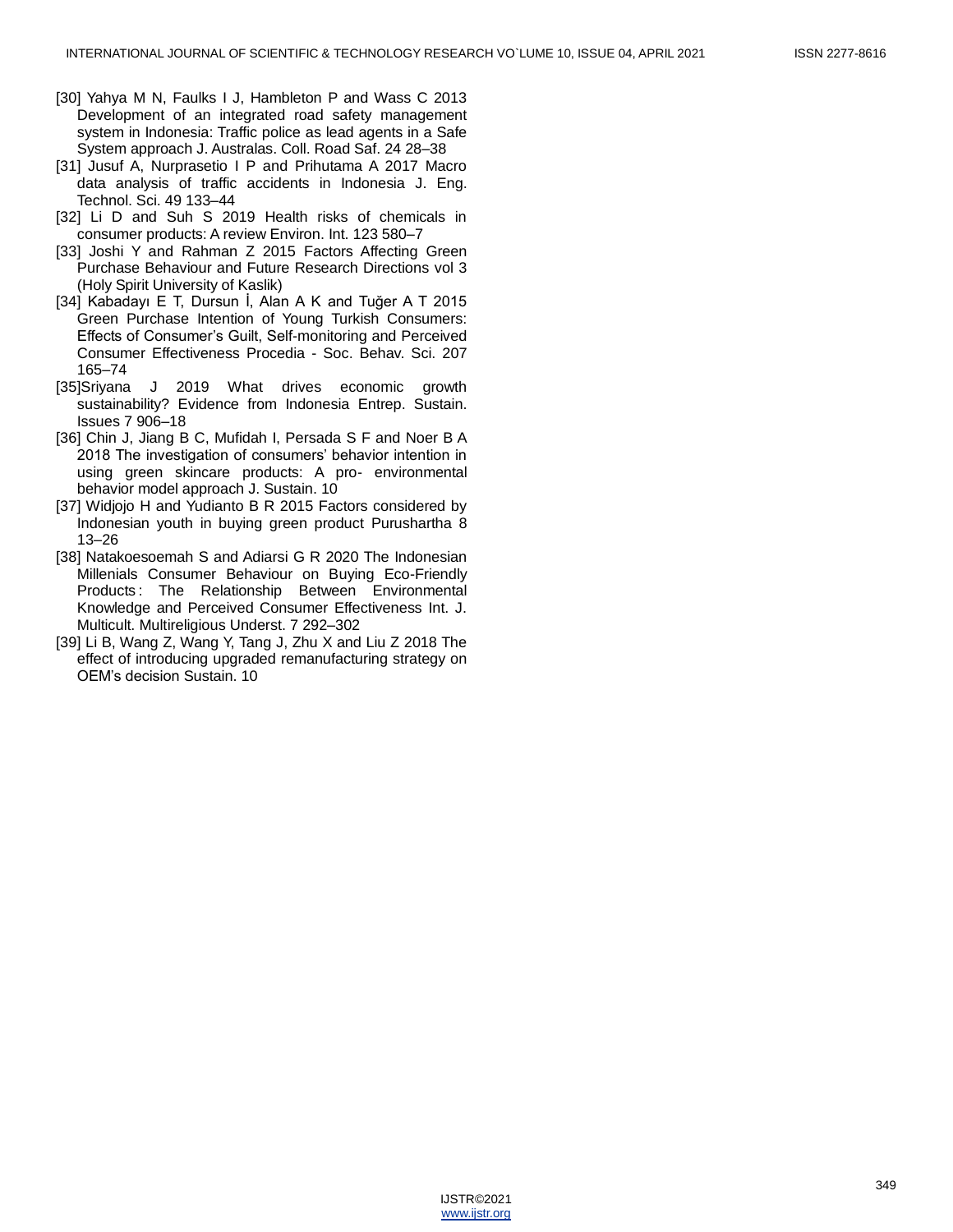[30] Yahya M N, Faulks I J, Hambleton P and Wass C 2013 Development of an integrated road safety management system in Indonesia: Traffic police as lead agents in a Safe System approach J. Australas. Coll. Road Saf. 24 28–38

[31] Jusuf A, Nurprasetio I P and Prihutama A 2017 Macro data analysis of traffic accidents in Indonesia J. Eng. Technol. Sci. 49 133–44

[32] Li D and Suh S 2019 Health risks of chemicals in consumer products: A review Environ. Int. 123 580–7

[33] Joshi Y and Rahman Z 2015 Factors Affecting Green Purchase Behaviour and Future Research Directions vol 3 (Holy Spirit University of Kaslik)

[34] Kabadayı E T, Dursun İ, Alan A K and Tuğer A T 2015 Green Purchase Intention of Young Turkish Consumers: Effects of Consumer's Guilt, Self-monitoring and Perceived Consumer Effectiveness Procedia - Soc. Behav. Sci. 207 165–74

[35]Sriyana J 2019 What drives economic growth sustainability? Evidence from Indonesia Entrep. Sustain. Issues 7 906–18

[36] Chin J, Jiang B C, Mufidah I, Persada S F and Noer B A 2018 The investigation of consumers' behavior intention in using green skincare products: A pro- environmental behavior model approach J. Sustain. 10

[37] Widjojo H and Yudianto B R 2015 Factors considered by Indonesian youth in buying green product Purushartha 8 13–26

[38] Natakoesoemah S and Adiarsi G R 2020 The Indonesian Millenials Consumer Behaviour on Buying Eco-Friendly Products : The Relationship Between Environmental Knowledge and Perceived Consumer Effectiveness Int. J. Multicult. Multireligious Underst. 7 292–302

[39] Li B, Wang Z, Wang Y, Tang J, Zhu X and Liu Z 2018 The effect of introducing upgraded remanufacturing strategy on OEM's decision Sustain. 10